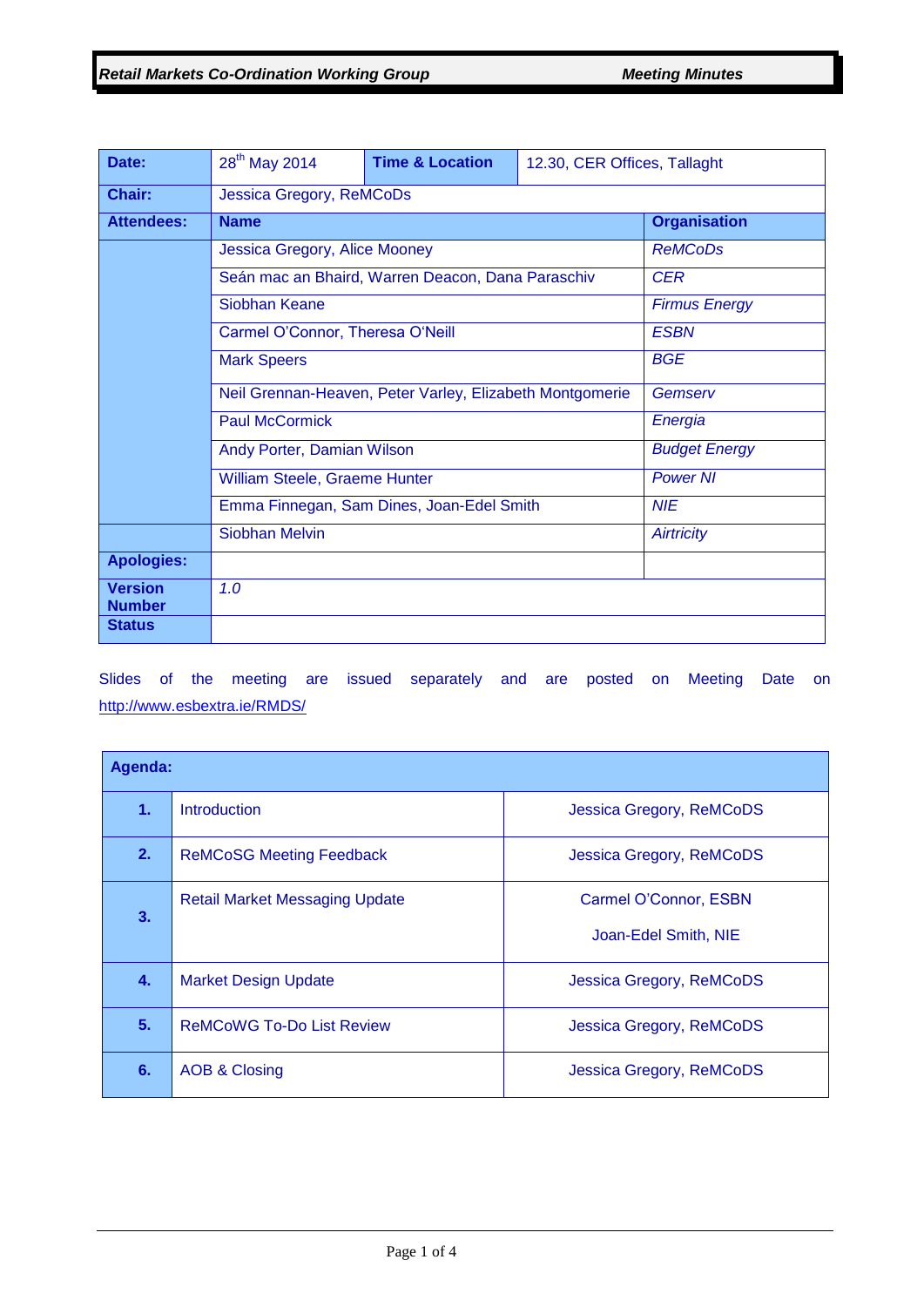**Retail Markets Co-Ordination Working Group** | **Meeting Minutes**

| **Date:** | 28th May 2014 | **Time & Location** | 12.30, CER Offices, Tallaght |
|---|---|---|---|
| **Chair:** | Jessica Gregory, ReMCoDs | | |
| **Attendees:** | **Name** | | **Organisation** |
| | Jessica Gregory, Alice Mooney | | *ReMCoDs* |
| | Seán mac an Bhaird, Warren Deacon, Dana Paraschiv | | *CER* |
| | Siobhan Keane | | *Firmus Energy* |
| | Carmel O'Connor, Theresa O'Neill | | *ESBN* |
| | Mark Speers | | *BGE* |
| | Neil Grennan-Heaven, Peter Varley, Elizabeth Montgomerie | | *Gemserv* |
| | Paul McCormick | | *Energia* |
| | Andy Porter, Damian Wilson | | *Budget Energy* |
| | William Steele, Graeme Hunter | | *Power NI* |
| | Emma Finnegan, Sam Dines, Joan-Edel Smith | | *NIE* |
| | Siobhan Melvin | | *Airtricity* |
| **Apologies:** | | | |
| **Version Number** | *1.0* | | |
| **Status** | | | |

Slides of the meeting are issued separately and are posted on Meeting Date on http://www.esbextra.ie/RMDS/

| **Agenda:** | | |
|---|---|---|
| **1.** | Introduction | Jessica Gregory, ReMCoDS |
| **2.** | ReMCoSG Meeting Feedback | Jessica Gregory, ReMCoDS |
| **3.** | Retail Market Messaging Update | Carmel O'Connor, ESBN<br>Joan-Edel Smith, NIE |
| **4.** | Market Design Update | Jessica Gregory, ReMCoDS |
| **5.** | ReMCoWG To-Do List Review | Jessica Gregory, ReMCoDS |
| **6.** | AOB & Closing | Jessica Gregory, ReMCoDS |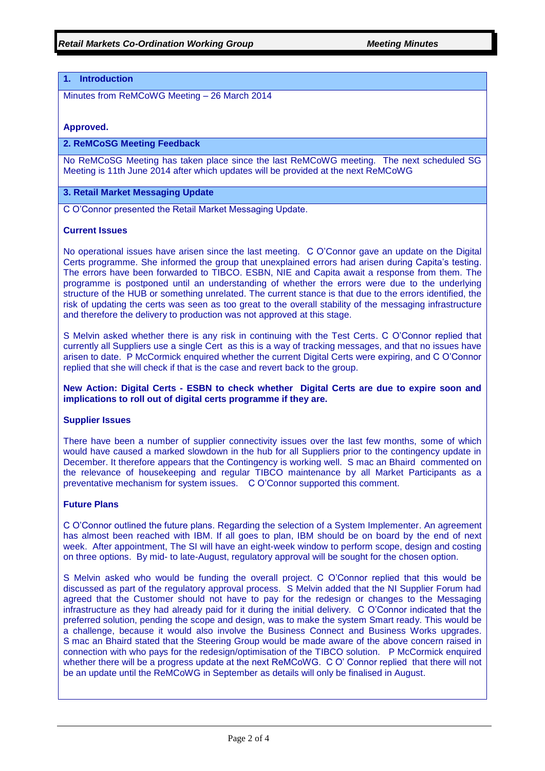## 1. Introduction

Minutes from ReMCoWG Meeting – 26 March 2014

**Approved.**

## 2. ReMCoSG Meeting Feedback

No ReMCoSG Meeting has taken place since the last ReMCoWG meeting. The next scheduled SG Meeting is 11th June 2014 after which updates will be provided at the next ReMCoWG

## 3. Retail Market Messaging Update

C O'Connor presented the Retail Market Messaging Update.

**Current Issues**

No operational issues have arisen since the last meeting. C O'Connor gave an update on the Digital Certs programme. She informed the group that unexplained errors had arisen during Capita's testing. The errors have been forwarded to TIBCO. ESBN, NIE and Capita await a response from them. The programme is postponed until an understanding of whether the errors were due to the underlying structure of the HUB or something unrelated. The current stance is that due to the errors identified, the risk of updating the certs was seen as too great to the overall stability of the messaging infrastructure and therefore the delivery to production was not approved at this stage.

S Melvin asked whether there is any risk in continuing with the Test Certs. C O'Connor replied that currently all Suppliers use a single Cert as this is a way of tracking messages, and that no issues have arisen to date. P McCormick enquired whether the current Digital Certs were expiring, and C O'Connor replied that she will check if that is the case and revert back to the group.

**New Action: Digital Certs - ESBN to check whether Digital Certs are due to expire soon and implications to roll out of digital certs programme if they are.**

**Supplier Issues**

There have been a number of supplier connectivity issues over the last few months, some of which would have caused a marked slowdown in the hub for all Suppliers prior to the contingency update in December. It therefore appears that the Contingency is working well. S mac an Bhaird commented on the relevance of housekeeping and regular TIBCO maintenance by all Market Participants as a preventative mechanism for system issues. C O'Connor supported this comment.

**Future Plans**

C O'Connor outlined the future plans. Regarding the selection of a System Implementer. An agreement has almost been reached with IBM. If all goes to plan, IBM should be on board by the end of next week. After appointment, The SI will have an eight-week window to perform scope, design and costing on three options. By mid- to late-August, regulatory approval will be sought for the chosen option.

S Melvin asked who would be funding the overall project. C O'Connor replied that this would be discussed as part of the regulatory approval process. S Melvin added that the NI Supplier Forum had agreed that the Customer should not have to pay for the redesign or changes to the Messaging infrastructure as they had already paid for it during the initial delivery. C O'Connor indicated that the preferred solution, pending the scope and design, was to make the system Smart ready. This would be a challenge, because it would also involve the Business Connect and Business Works upgrades. S mac an Bhaird stated that the Steering Group would be made aware of the above concern raised in connection with who pays for the redesign/optimisation of the TIBCO solution. P McCormick enquired whether there will be a progress update at the next ReMCoWG. C O' Connor replied that there will not be an update until the ReMCoWG in September as details will only be finalised in August.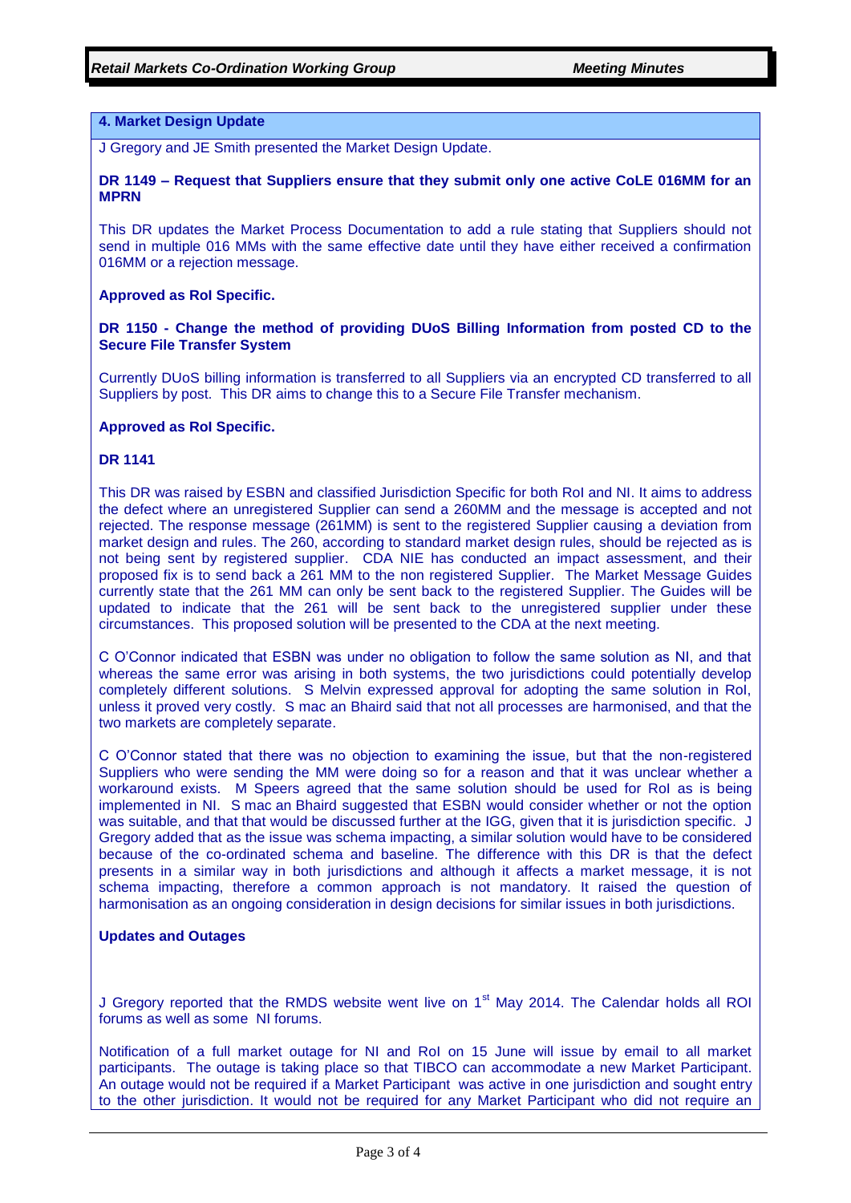## 4. Market Design Update

J Gregory and JE Smith presented the Market Design Update.

**DR 1149 – Request that Suppliers ensure that they submit only one active CoLE 016MM for an MPRN**

This DR updates the Market Process Documentation to add a rule stating that Suppliers should not send in multiple 016 MMs with the same effective date until they have either received a confirmation 016MM or a rejection message.

**Approved as RoI Specific.**

**DR 1150 - Change the method of providing DUoS Billing Information from posted CD to the Secure File Transfer System**

Currently DUoS billing information is transferred to all Suppliers via an encrypted CD transferred to all Suppliers by post. This DR aims to change this to a Secure File Transfer mechanism.

**Approved as RoI Specific.**

**DR 1141**

This DR was raised by ESBN and classified Jurisdiction Specific for both RoI and NI. It aims to address the defect where an unregistered Supplier can send a 260MM and the message is accepted and not rejected. The response message (261MM) is sent to the registered Supplier causing a deviation from market design and rules. The 260, according to standard market design rules, should be rejected as is not being sent by registered supplier. CDA NIE has conducted an impact assessment, and their proposed fix is to send back a 261 MM to the non registered Supplier. The Market Message Guides currently state that the 261 MM can only be sent back to the registered Supplier. The Guides will be updated to indicate that the 261 will be sent back to the unregistered supplier under these circumstances. This proposed solution will be presented to the CDA at the next meeting.

C O'Connor indicated that ESBN was under no obligation to follow the same solution as NI, and that whereas the same error was arising in both systems, the two jurisdictions could potentially develop completely different solutions. S Melvin expressed approval for adopting the same solution in RoI, unless it proved very costly. S mac an Bhaird said that not all processes are harmonised, and that the two markets are completely separate.

C O'Connor stated that there was no objection to examining the issue, but that the non-registered Suppliers who were sending the MM were doing so for a reason and that it was unclear whether a workaround exists. M Speers agreed that the same solution should be used for RoI as is being implemented in NI. S mac an Bhaird suggested that ESBN would consider whether or not the option was suitable, and that that would be discussed further at the IGG, given that it is jurisdiction specific. J Gregory added that as the issue was schema impacting, a similar solution would have to be considered because of the co-ordinated schema and baseline. The difference with this DR is that the defect presents in a similar way in both jurisdictions and although it affects a market message, it is not schema impacting, therefore a common approach is not mandatory. It raised the question of harmonisation as an ongoing consideration in design decisions for similar issues in both jurisdictions.

**Updates and Outages**

J Gregory reported that the RMDS website went live on 1st May 2014. The Calendar holds all ROI forums as well as some NI forums.

Notification of a full market outage for NI and RoI on 15 June will issue by email to all market participants. The outage is taking place so that TIBCO can accommodate a new Market Participant. An outage would not be required if a Market Participant was active in one jurisdiction and sought entry to the other jurisdiction. It would not be required for any Market Participant who did not require an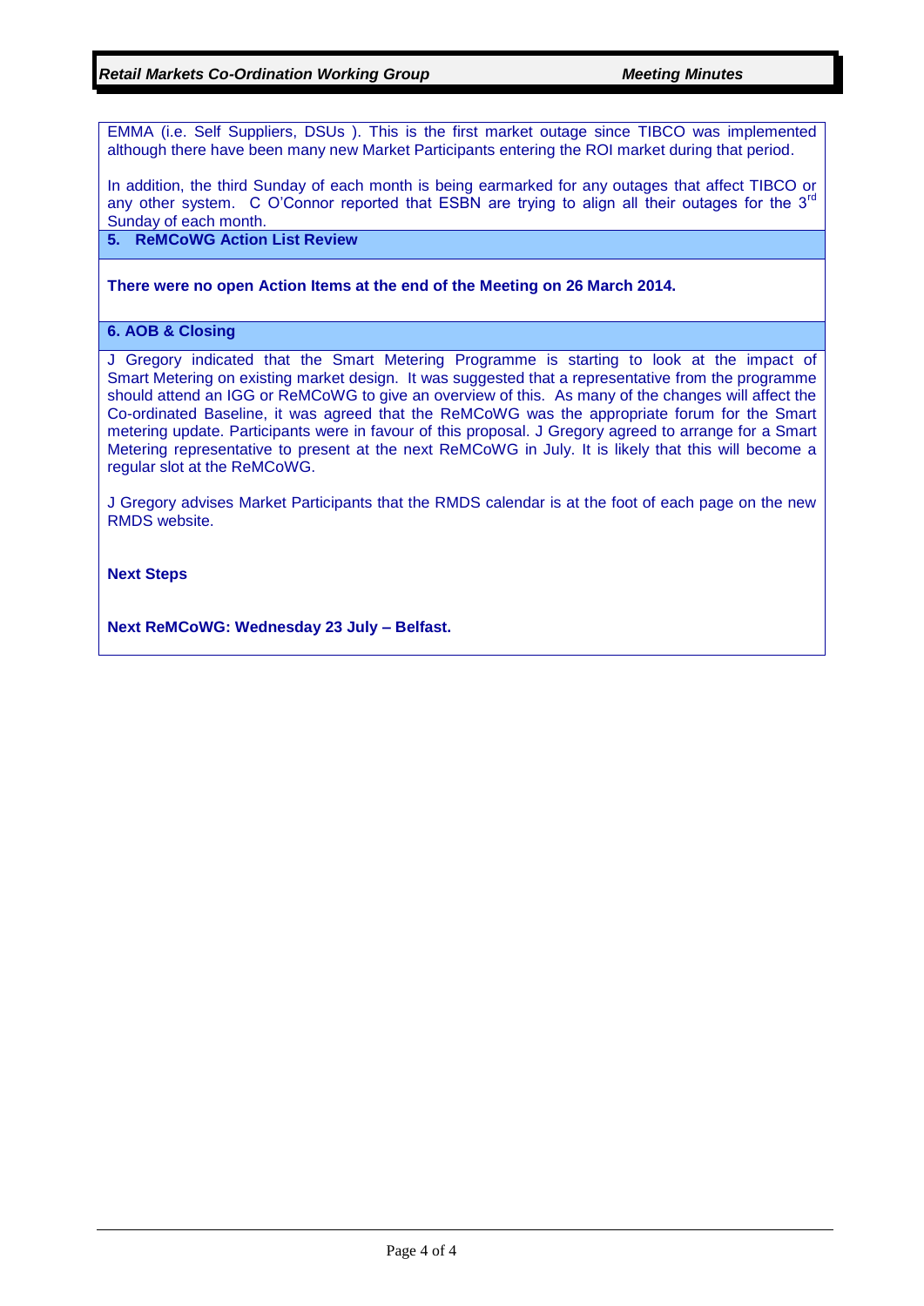EMMA (i.e. Self Suppliers, DSUs ). This is the first market outage since TIBCO was implemented although there have been many new Market Participants entering the ROI market during that period.

In addition, the third Sunday of each month is being earmarked for any outages that affect TIBCO or any other system. C O'Connor reported that ESBN are trying to align all their outages for the 3rd Sunday of each month.

## 5. ReMCoWG Action List Review

**There were no open Action Items at the end of the Meeting on 26 March 2014.**

## 6. AOB & Closing

J Gregory indicated that the Smart Metering Programme is starting to look at the impact of Smart Metering on existing market design. It was suggested that a representative from the programme should attend an IGG or ReMCoWG to give an overview of this. As many of the changes will affect the Co-ordinated Baseline, it was agreed that the ReMCoWG was the appropriate forum for the Smart metering update. Participants were in favour of this proposal. J Gregory agreed to arrange for a Smart Metering representative to present at the next ReMCoWG in July. It is likely that this will become a regular slot at the ReMCoWG.

J Gregory advises Market Participants that the RMDS calendar is at the foot of each page on the new RMDS website.

**Next Steps**

**Next ReMCoWG: Wednesday 23 July – Belfast.**